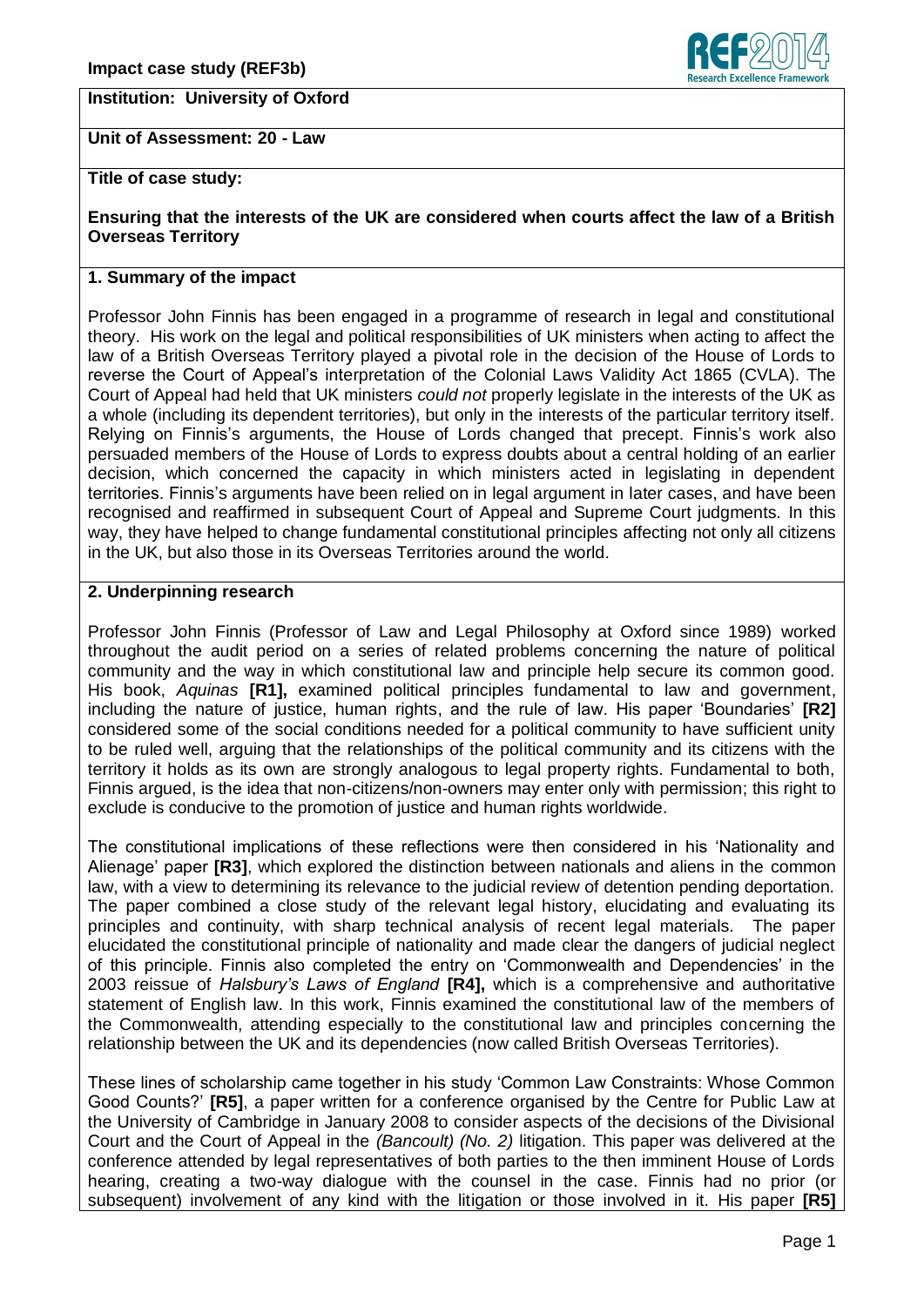**Impact case study (REF3b)**

**Institution: University of Oxford**

**Unit of Assessment: 20 - Law**

**Title of case study:**

**Ensuring that the interests of the UK are considered when courts affect the law of a British Overseas Territory**

## 1. Summary of the impact

Professor John Finnis has been engaged in a programme of research in legal and constitutional theory. His work on the legal and political responsibilities of UK ministers when acting to affect the law of a British Overseas Territory played a pivotal role in the decision of the House of Lords to reverse the Court of Appeal's interpretation of the Colonial Laws Validity Act 1865 (CVLA). The Court of Appeal had held that UK ministers *could not* properly legislate in the interests of the UK as a whole (including its dependent territories), but only in the interests of the particular territory itself. Relying on Finnis's arguments, the House of Lords changed that precept. Finnis's work also persuaded members of the House of Lords to express doubts about a central holding of an earlier decision, which concerned the capacity in which ministers acted in legislating in dependent territories. Finnis's arguments have been relied on in legal argument in later cases, and have been recognised and reaffirmed in subsequent Court of Appeal and Supreme Court judgments. In this way, they have helped to change fundamental constitutional principles affecting not only all citizens in the UK, but also those in its Overseas Territories around the world.

## 2. Underpinning research

Professor John Finnis (Professor of Law and Legal Philosophy at Oxford since 1989) worked throughout the audit period on a series of related problems concerning the nature of political community and the way in which constitutional law and principle help secure its common good. His book, *Aquinas* **[R1],** examined political principles fundamental to law and government, including the nature of justice, human rights, and the rule of law. His paper 'Boundaries' **[R2]** considered some of the social conditions needed for a political community to have sufficient unity to be ruled well, arguing that the relationships of the political community and its citizens with the territory it holds as its own are strongly analogous to legal property rights. Fundamental to both, Finnis argued, is the idea that non-citizens/non-owners may enter only with permission; this right to exclude is conducive to the promotion of justice and human rights worldwide.

The constitutional implications of these reflections were then considered in his 'Nationality and Alienage' paper **[R3]**, which explored the distinction between nationals and aliens in the common law, with a view to determining its relevance to the judicial review of detention pending deportation. The paper combined a close study of the relevant legal history, elucidating and evaluating its principles and continuity, with sharp technical analysis of recent legal materials. The paper elucidated the constitutional principle of nationality and made clear the dangers of judicial neglect of this principle. Finnis also completed the entry on 'Commonwealth and Dependencies' in the 2003 reissue of *Halsbury's Laws of England* **[R4],** which is a comprehensive and authoritative statement of English law. In this work, Finnis examined the constitutional law of the members of the Commonwealth, attending especially to the constitutional law and principles concerning the relationship between the UK and its dependencies (now called British Overseas Territories).

These lines of scholarship came together in his study 'Common Law Constraints: Whose Common Good Counts?' **[R5]**, a paper written for a conference organised by the Centre for Public Law at the University of Cambridge in January 2008 to consider aspects of the decisions of the Divisional Court and the Court of Appeal in the *(Bancoult) (No. 2)* litigation. This paper was delivered at the conference attended by legal representatives of both parties to the then imminent House of Lords hearing, creating a two-way dialogue with the counsel in the case. Finnis had no prior (or subsequent) involvement of any kind with the litigation or those involved in it. His paper **[R5]**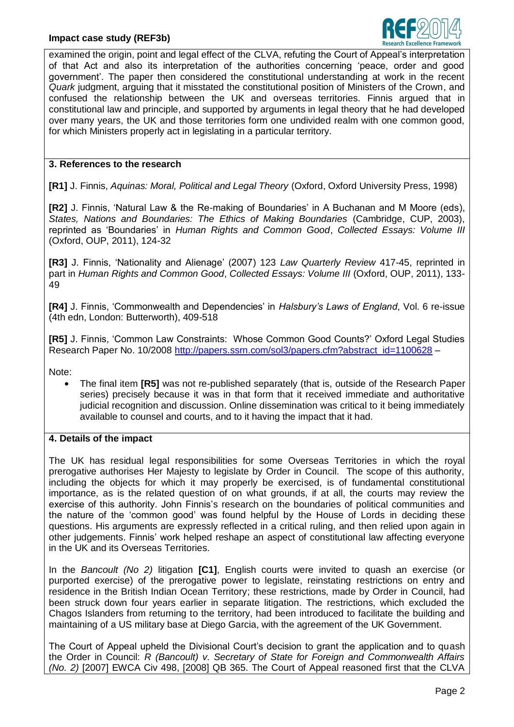examined the origin, point and legal effect of the CLVA, refuting the Court of Appeal's interpretation of that Act and also its interpretation of the authorities concerning 'peace, order and good government'. The paper then considered the constitutional understanding at work in the recent *Quark* judgment, arguing that it misstated the constitutional position of Ministers of the Crown, and confused the relationship between the UK and overseas territories. Finnis argued that in constitutional law and principle, and supported by arguments in legal theory that he had developed over many years, the UK and those territories form one undivided realm with one common good, for which Ministers properly act in legislating in a particular territory.

## 3. References to the research

**[R1]** J. Finnis, *Aquinas: Moral, Political and Legal Theory* (Oxford, Oxford University Press, 1998)

**[R2]** J. Finnis, 'Natural Law & the Re-making of Boundaries' in A Buchanan and M Moore (eds), *States, Nations and Boundaries: The Ethics of Making Boundaries* (Cambridge, CUP, 2003), reprinted as 'Boundaries' in *Human Rights and Common Good*, *Collected Essays: Volume III* (Oxford, OUP, 2011), 124-32

**[R3]** J. Finnis, 'Nationality and Alienage' (2007) 123 *Law Quarterly Review* 417-45, reprinted in part in *Human Rights and Common Good*, *Collected Essays: Volume III* (Oxford, OUP, 2011), 133-49

**[R4]** J. Finnis, 'Commonwealth and Dependencies' in *Halsbury's Laws of England*, Vol. 6 re-issue (4th edn, London: Butterworth), 409-518

**[R5]** J. Finnis, 'Common Law Constraints: Whose Common Good Counts?' Oxford Legal Studies Research Paper No. 10/2008 http://papers.ssrn.com/sol3/papers.cfm?abstract_id=1100628 –

Note:

- The final item **[R5]** was not re-published separately (that is, outside of the Research Paper series) precisely because it was in that form that it received immediate and authoritative judicial recognition and discussion. Online dissemination was critical to it being immediately available to counsel and courts, and to it having the impact that it had.

## 4. Details of the impact

The UK has residual legal responsibilities for some Overseas Territories in which the royal prerogative authorises Her Majesty to legislate by Order in Council. The scope of this authority, including the objects for which it may properly be exercised, is of fundamental constitutional importance, as is the related question of on what grounds, if at all, the courts may review the exercise of this authority. John Finnis's research on the boundaries of political communities and the nature of the 'common good' was found helpful by the House of Lords in deciding these questions. His arguments are expressly reflected in a critical ruling, and then relied upon again in other judgements. Finnis' work helped reshape an aspect of constitutional law affecting everyone in the UK and its Overseas Territories.

In the *Bancoult (No 2)* litigation **[C1]**, English courts were invited to quash an exercise (or purported exercise) of the prerogative power to legislate, reinstating restrictions on entry and residence in the British Indian Ocean Territory; these restrictions, made by Order in Council, had been struck down four years earlier in separate litigation. The restrictions, which excluded the Chagos Islanders from returning to the territory, had been introduced to facilitate the building and maintaining of a US military base at Diego Garcia, with the agreement of the UK Government.

The Court of Appeal upheld the Divisional Court's decision to grant the application and to quash the Order in Council: *R (Bancoult) v. Secretary of State for Foreign and Commonwealth Affairs (No. 2)* [2007] EWCA Civ 498, [2008] QB 365. The Court of Appeal reasoned first that the CLVA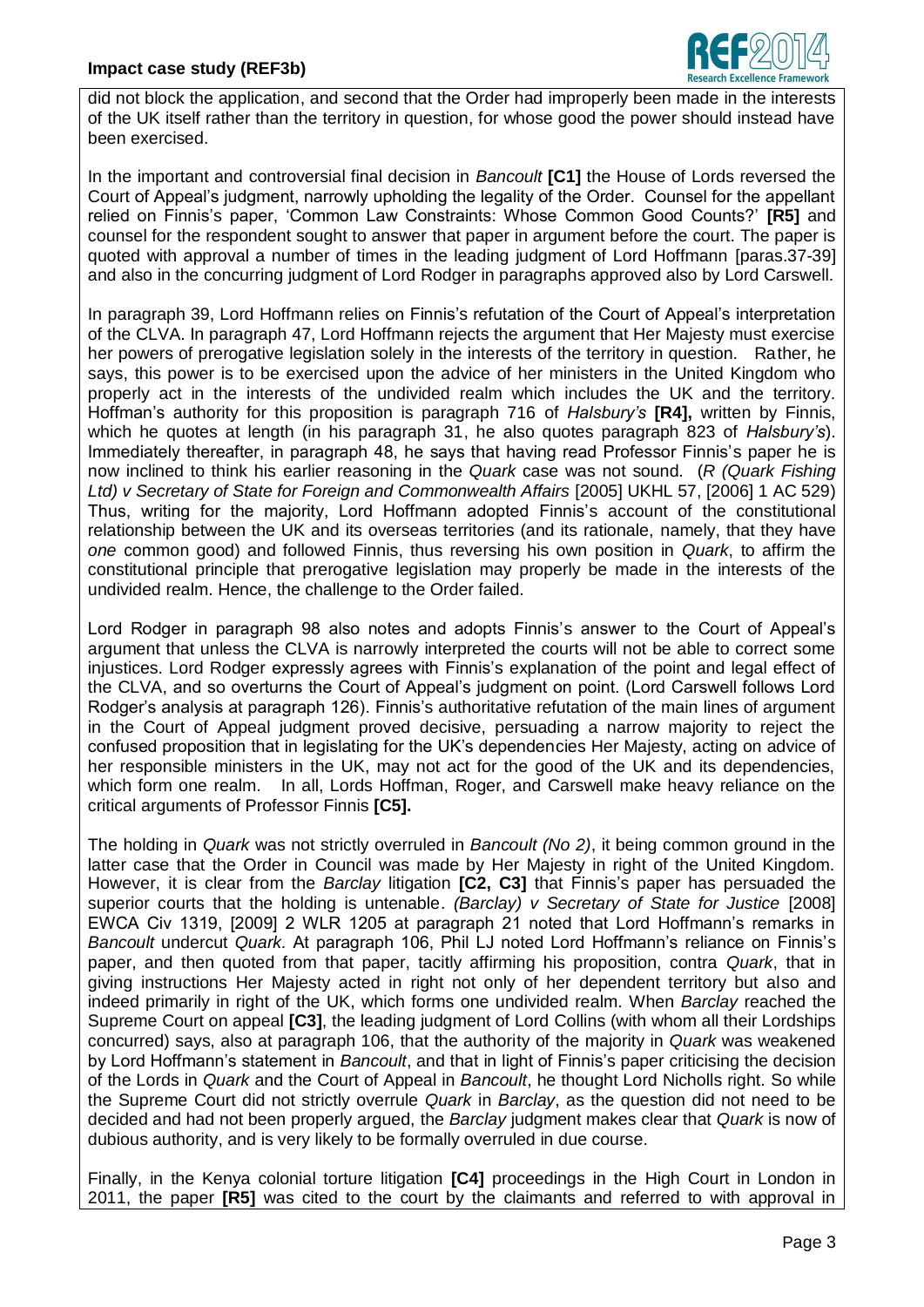did not block the application, and second that the Order had improperly been made in the interests of the UK itself rather than the territory in question, for whose good the power should instead have been exercised.

In the important and controversial final decision in *Bancoult* **[C1]** the House of Lords reversed the Court of Appeal's judgment, narrowly upholding the legality of the Order. Counsel for the appellant relied on Finnis's paper, 'Common Law Constraints: Whose Common Good Counts?' **[R5]** and counsel for the respondent sought to answer that paper in argument before the court. The paper is quoted with approval a number of times in the leading judgment of Lord Hoffmann [paras.37-39] and also in the concurring judgment of Lord Rodger in paragraphs approved also by Lord Carswell.

In paragraph 39, Lord Hoffmann relies on Finnis's refutation of the Court of Appeal's interpretation of the CLVA. In paragraph 47, Lord Hoffmann rejects the argument that Her Majesty must exercise her powers of prerogative legislation solely in the interests of the territory in question. Rather, he says, this power is to be exercised upon the advice of her ministers in the United Kingdom who properly act in the interests of the undivided realm which includes the UK and the territory. Hoffman's authority for this proposition is paragraph 716 of *Halsbury's* **[R4],** written by Finnis, which he quotes at length (in his paragraph 31, he also quotes paragraph 823 of *Halsbury's*). Immediately thereafter, in paragraph 48, he says that having read Professor Finnis's paper he is now inclined to think his earlier reasoning in the *Quark* case was not sound. (*R (Quark Fishing Ltd) v Secretary of State for Foreign and Commonwealth Affairs* [2005] UKHL 57, [2006] 1 AC 529) Thus, writing for the majority, Lord Hoffmann adopted Finnis's account of the constitutional relationship between the UK and its overseas territories (and its rationale, namely, that they have *one* common good) and followed Finnis, thus reversing his own position in *Quark*, to affirm the constitutional principle that prerogative legislation may properly be made in the interests of the undivided realm. Hence, the challenge to the Order failed.

Lord Rodger in paragraph 98 also notes and adopts Finnis's answer to the Court of Appeal's argument that unless the CLVA is narrowly interpreted the courts will not be able to correct some injustices. Lord Rodger expressly agrees with Finnis's explanation of the point and legal effect of the CLVA, and so overturns the Court of Appeal's judgment on point. (Lord Carswell follows Lord Rodger's analysis at paragraph 126). Finnis's authoritative refutation of the main lines of argument in the Court of Appeal judgment proved decisive, persuading a narrow majority to reject the confused proposition that in legislating for the UK's dependencies Her Majesty, acting on advice of her responsible ministers in the UK, may not act for the good of the UK and its dependencies, which form one realm. In all, Lords Hoffman, Roger, and Carswell make heavy reliance on the critical arguments of Professor Finnis **[C5].**

The holding in *Quark* was not strictly overruled in *Bancoult (No 2)*, it being common ground in the latter case that the Order in Council was made by Her Majesty in right of the United Kingdom. However, it is clear from the *Barclay* litigation **[C2, C3]** that Finnis's paper has persuaded the superior courts that the holding is untenable. *(Barclay) v Secretary of State for Justice* [2008] EWCA Civ 1319, [2009] 2 WLR 1205 at paragraph 21 noted that Lord Hoffmann's remarks in *Bancoult* undercut *Quark*. At paragraph 106, Phil LJ noted Lord Hoffmann's reliance on Finnis's paper, and then quoted from that paper, tacitly affirming his proposition, contra *Quark*, that in giving instructions Her Majesty acted in right not only of her dependent territory but also and indeed primarily in right of the UK, which forms one undivided realm. When *Barclay* reached the Supreme Court on appeal **[C3]**, the leading judgment of Lord Collins (with whom all their Lordships concurred) says, also at paragraph 106, that the authority of the majority in *Quark* was weakened by Lord Hoffmann's statement in *Bancoult*, and that in light of Finnis's paper criticising the decision of the Lords in *Quark* and the Court of Appeal in *Bancoult*, he thought Lord Nicholls right. So while the Supreme Court did not strictly overrule *Quark* in *Barclay*, as the question did not need to be decided and had not been properly argued, the *Barclay* judgment makes clear that *Quark* is now of dubious authority, and is very likely to be formally overruled in due course.

Finally, in the Kenya colonial torture litigation **[C4]** proceedings in the High Court in London in 2011, the paper **[R5]** was cited to the court by the claimants and referred to with approval in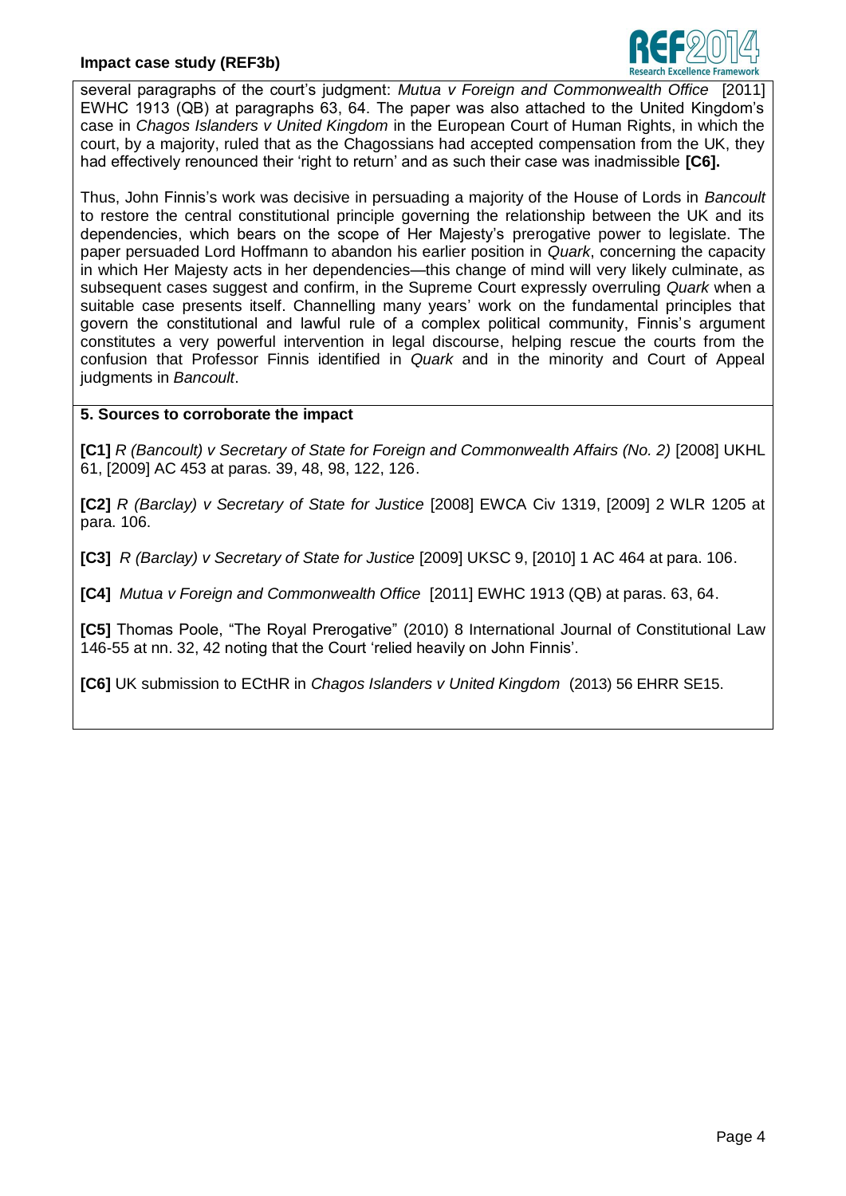several paragraphs of the court's judgment: *Mutua v Foreign and Commonwealth Office* [2011] EWHC 1913 (QB) at paragraphs 63, 64. The paper was also attached to the United Kingdom's case in *Chagos Islanders v United Kingdom* in the European Court of Human Rights, in which the court, by a majority, ruled that as the Chagossians had accepted compensation from the UK, they had effectively renounced their 'right to return' and as such their case was inadmissible **[C6].**

Thus, John Finnis's work was decisive in persuading a majority of the House of Lords in *Bancoult* to restore the central constitutional principle governing the relationship between the UK and its dependencies, which bears on the scope of Her Majesty's prerogative power to legislate. The paper persuaded Lord Hoffmann to abandon his earlier position in *Quark*, concerning the capacity in which Her Majesty acts in her dependencies—this change of mind will very likely culminate, as subsequent cases suggest and confirm, in the Supreme Court expressly overruling *Quark* when a suitable case presents itself. Channelling many years' work on the fundamental principles that govern the constitutional and lawful rule of a complex political community, Finnis's argument constitutes a very powerful intervention in legal discourse, helping rescue the courts from the confusion that Professor Finnis identified in *Quark* and in the minority and Court of Appeal judgments in *Bancoult*.

**5. Sources to corroborate the impact**

**[C1]** *R (Bancoult) v Secretary of State for Foreign and Commonwealth Affairs (No. 2)* [2008] UKHL 61, [2009] AC 453 at paras. 39, 48, 98, 122, 126.

**[C2]** *R (Barclay) v Secretary of State for Justice* [2008] EWCA Civ 1319, [2009] 2 WLR 1205 at para. 106.

**[C3]** *R (Barclay) v Secretary of State for Justice* [2009] UKSC 9, [2010] 1 AC 464 at para. 106.

**[C4]** *Mutua v Foreign and Commonwealth Office* [2011] EWHC 1913 (QB) at paras. 63, 64.

**[C5]** Thomas Poole, "The Royal Prerogative" (2010) 8 International Journal of Constitutional Law 146-55 at nn. 32, 42 noting that the Court 'relied heavily on John Finnis'.

**[C6]** UK submission to ECtHR in *Chagos Islanders v United Kingdom* (2013) 56 EHRR SE15.